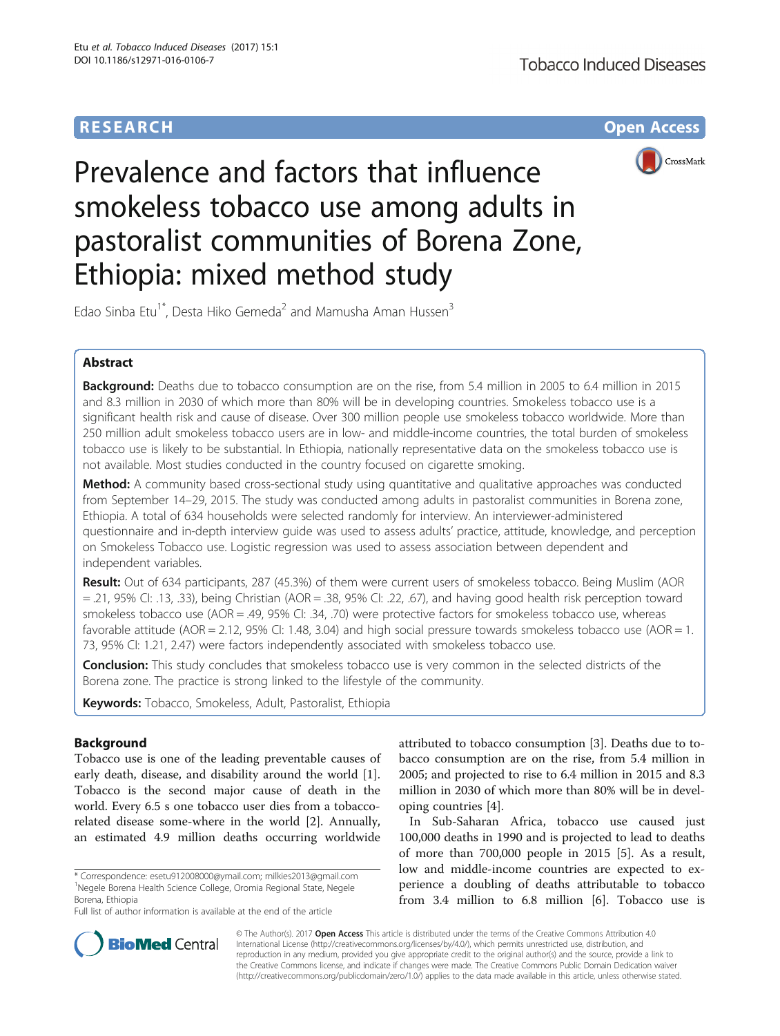**RESEARCH** **Open Access**

# Prevalence and factors that influence smokeless tobacco use among adults in pastoralist communities of Borena Zone, Ethiopia: mixed method study

Edao Sinba Etu[1*], Desta Hiko Gemeda[2] and Mamusha Aman Hussen[3]

## Abstract

**Background:** Deaths due to tobacco consumption are on the rise, from 5.4 million in 2005 to 6.4 million in 2015 and 8.3 million in 2030 of which more than 80% will be in developing countries. Smokeless tobacco use is a significant health risk and cause of disease. Over 300 million people use smokeless tobacco worldwide. More than 250 million adult smokeless tobacco users are in low- and middle-income countries, the total burden of smokeless tobacco use is likely to be substantial. In Ethiopia, nationally representative data on the smokeless tobacco use is not available. Most studies conducted in the country focused on cigarette smoking.

**Method:** A community based cross-sectional study using quantitative and qualitative approaches was conducted from September 14–29, 2015. The study was conducted among adults in pastoralist communities in Borena zone, Ethiopia. A total of 634 households were selected randomly for interview. An interviewer-administered questionnaire and in-depth interview guide was used to assess adults' practice, attitude, knowledge, and perception on Smokeless Tobacco use. Logistic regression was used to assess association between dependent and independent variables.

**Result:** Out of 634 participants, 287 (45.3%) of them were current users of smokeless tobacco. Being Muslim (AOR = .21, 95% CI: .13, .33), being Christian (AOR = .38, 95% CI: .22, .67), and having good health risk perception toward smokeless tobacco use (AOR = .49, 95% CI: .34, .70) were protective factors for smokeless tobacco use, whereas favorable attitude (AOR = 2.12, 95% CI: 1.48, 3.04) and high social pressure towards smokeless tobacco use (AOR = 1.73, 95% CI: 1.21, 2.47) were factors independently associated with smokeless tobacco use.

**Conclusion:** This study concludes that smokeless tobacco use is very common in the selected districts of the Borena zone. The practice is strong linked to the lifestyle of the community.

**Keywords:** Tobacco, Smokeless, Adult, Pastoralist, Ethiopia

## Background

Tobacco use is one of the leading preventable causes of early death, disease, and disability around the world [1]. Tobacco is the second major cause of death in the world. Every 6.5 s one tobacco user dies from a tobacco-related disease some-where in the world [2]. Annually, an estimated 4.9 million deaths occurring worldwide attributed to tobacco consumption [3]. Deaths due to tobacco consumption are on the rise, from 5.4 million in 2005; and projected to rise to 6.4 million in 2015 and 8.3 million in 2030 of which more than 80% will be in developing countries [4].

In Sub-Saharan Africa, tobacco use caused just 100,000 deaths in 1990 and is projected to lead to deaths of more than 700,000 people in 2015 [5]. As a result, low and middle-income countries are expected to experience a doubling of deaths attributable to tobacco from 3.4 million to 6.8 million [6]. Tobacco use is

\* Correspondence: esetu912008000@ymail.com; milkies2013@gmail.com
[1]Negele Borena Health Science College, Oromia Regional State, Negele Borena, Ethiopia
Full list of author information is available at the end of the article

© The Author(s). 2017 **Open Access** This article is distributed under the terms of the Creative Commons Attribution 4.0 International License (http://creativecommons.org/licenses/by/4.0/), which permits unrestricted use, distribution, and reproduction in any medium, provided you give appropriate credit to the original author(s) and the source, provide a link to the Creative Commons license, and indicate if changes were made. The Creative Commons Public Domain Dedication waiver (http://creativecommons.org/publicdomain/zero/1.0/) applies to the data made available in this article, unless otherwise stated.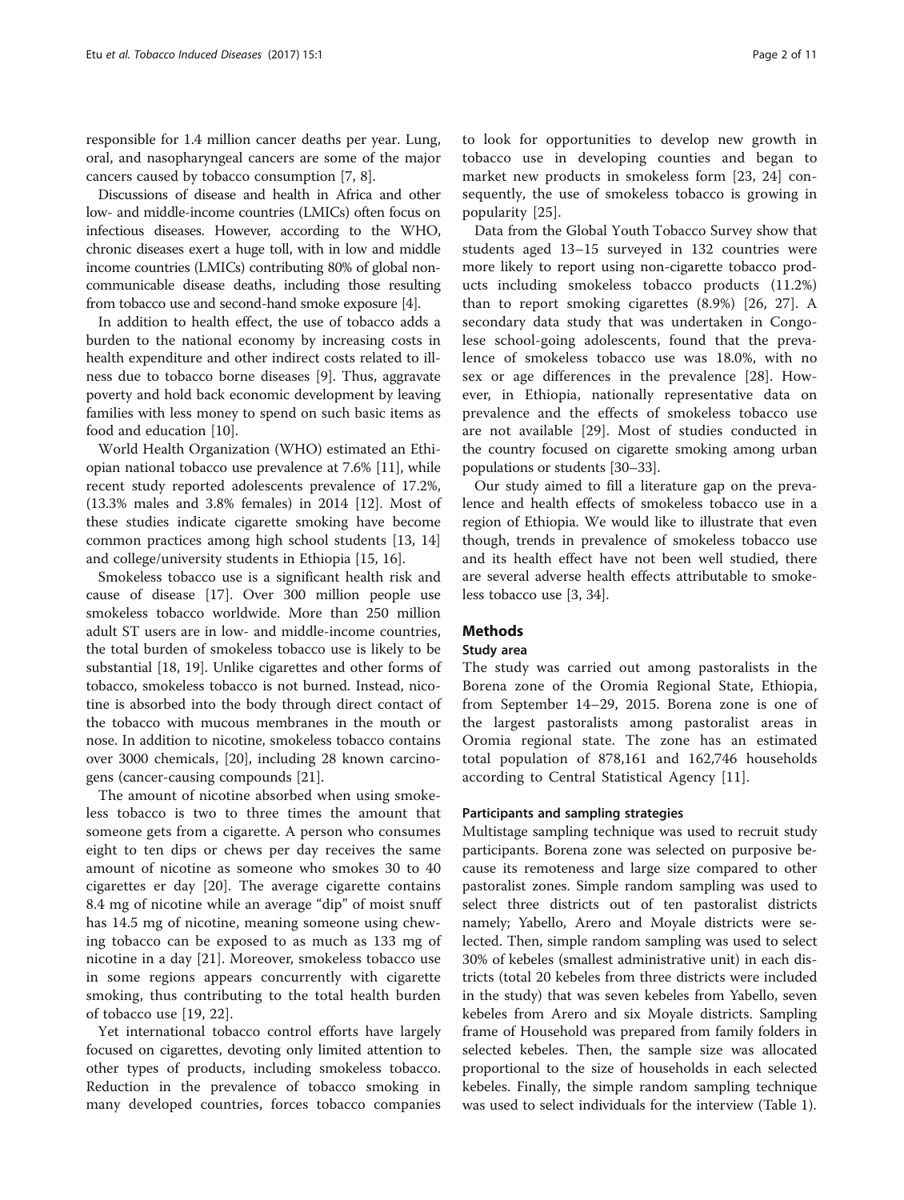responsible for 1.4 million cancer deaths per year. Lung, oral, and nasopharyngeal cancers are some of the major cancers caused by tobacco consumption [7, 8].

Discussions of disease and health in Africa and other low- and middle-income countries (LMICs) often focus on infectious diseases. However, according to the WHO, chronic diseases exert a huge toll, with in low and middle income countries (LMICs) contributing 80% of global non-communicable disease deaths, including those resulting from tobacco use and second-hand smoke exposure [4].

In addition to health effect, the use of tobacco adds a burden to the national economy by increasing costs in health expenditure and other indirect costs related to illness due to tobacco borne diseases [9]. Thus, aggravate poverty and hold back economic development by leaving families with less money to spend on such basic items as food and education [10].

World Health Organization (WHO) estimated an Ethiopian national tobacco use prevalence at 7.6% [11], while recent study reported adolescents prevalence of 17.2%, (13.3% males and 3.8% females) in 2014 [12]. Most of these studies indicate cigarette smoking have become common practices among high school students [13, 14] and college/university students in Ethiopia [15, 16].

Smokeless tobacco use is a significant health risk and cause of disease [17]. Over 300 million people use smokeless tobacco worldwide. More than 250 million adult ST users are in low- and middle-income countries, the total burden of smokeless tobacco use is likely to be substantial [18, 19]. Unlike cigarettes and other forms of tobacco, smokeless tobacco is not burned. Instead, nicotine is absorbed into the body through direct contact of the tobacco with mucous membranes in the mouth or nose. In addition to nicotine, smokeless tobacco contains over 3000 chemicals, [20], including 28 known carcinogens (cancer-causing compounds [21].

The amount of nicotine absorbed when using smokeless tobacco is two to three times the amount that someone gets from a cigarette. A person who consumes eight to ten dips or chews per day receives the same amount of nicotine as someone who smokes 30 to 40 cigarettes er day [20]. The average cigarette contains 8.4 mg of nicotine while an average "dip" of moist snuff has 14.5 mg of nicotine, meaning someone using chewing tobacco can be exposed to as much as 133 mg of nicotine in a day [21]. Moreover, smokeless tobacco use in some regions appears concurrently with cigarette smoking, thus contributing to the total health burden of tobacco use [19, 22].

Yet international tobacco control efforts have largely focused on cigarettes, devoting only limited attention to other types of products, including smokeless tobacco. Reduction in the prevalence of tobacco smoking in many developed countries, forces tobacco companies to look for opportunities to develop new growth in tobacco use in developing counties and began to market new products in smokeless form [23, 24] consequently, the use of smokeless tobacco is growing in popularity [25].

Data from the Global Youth Tobacco Survey show that students aged 13–15 surveyed in 132 countries were more likely to report using non-cigarette tobacco products including smokeless tobacco products (11.2%) than to report smoking cigarettes (8.9%) [26, 27]. A secondary data study that was undertaken in Congolese school-going adolescents, found that the prevalence of smokeless tobacco use was 18.0%, with no sex or age differences in the prevalence [28]. However, in Ethiopia, nationally representative data on prevalence and the effects of smokeless tobacco use are not available [29]. Most of studies conducted in the country focused on cigarette smoking among urban populations or students [30–33].

Our study aimed to fill a literature gap on the prevalence and health effects of smokeless tobacco use in a region of Ethiopia. We would like to illustrate that even though, trends in prevalence of smokeless tobacco use and its health effect have not been well studied, there are several adverse health effects attributable to smokeless tobacco use [3, 34].

## Methods

### Study area

The study was carried out among pastoralists in the Borena zone of the Oromia Regional State, Ethiopia, from September 14–29, 2015. Borena zone is one of the largest pastoralists among pastoralist areas in Oromia regional state. The zone has an estimated total population of 878,161 and 162,746 households according to Central Statistical Agency [11].

#### Participants and sampling strategies

Multistage sampling technique was used to recruit study participants. Borena zone was selected on purposive because its remoteness and large size compared to other pastoralist zones. Simple random sampling was used to select three districts out of ten pastoralist districts namely; Yabello, Arero and Moyale districts were selected. Then, simple random sampling was used to select 30% of kebeles (smallest administrative unit) in each districts (total 20 kebeles from three districts were included in the study) that was seven kebeles from Yabello, seven kebeles from Arero and six Moyale districts. Sampling frame of Household was prepared from family folders in selected kebeles. Then, the sample size was allocated proportional to the size of households in each selected kebeles. Finally, the simple random sampling technique was used to select individuals for the interview (Table 1).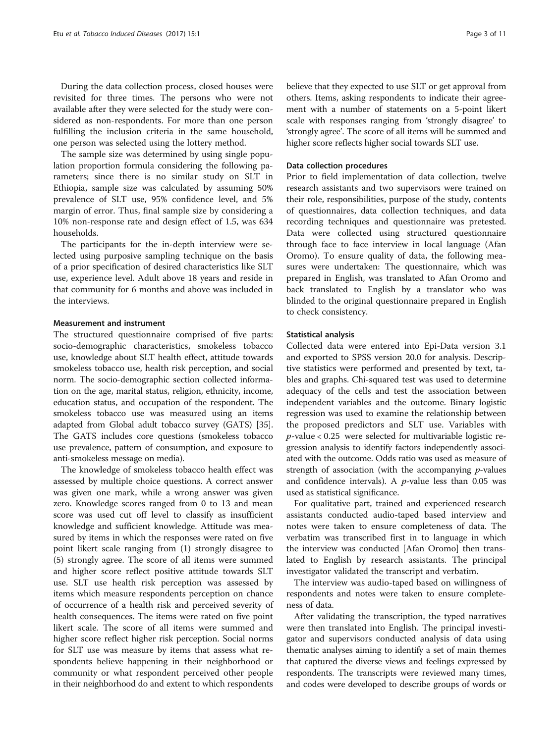During the data collection process, closed houses were revisited for three times. The persons who were not available after they were selected for the study were considered as non-respondents. For more than one person fulfilling the inclusion criteria in the same household, one person was selected using the lottery method.

The sample size was determined by using single population proportion formula considering the following parameters; since there is no similar study on SLT in Ethiopia, sample size was calculated by assuming 50% prevalence of SLT use, 95% confidence level, and 5% margin of error. Thus, final sample size by considering a 10% non-response rate and design effect of 1.5, was 634 households.

The participants for the in-depth interview were selected using purposive sampling technique on the basis of a prior specification of desired characteristics like SLT use, experience level. Adult above 18 years and reside in that community for 6 months and above was included in the interviews.

#### Measurement and instrument

The structured questionnaire comprised of five parts: socio-demographic characteristics, smokeless tobacco use, knowledge about SLT health effect, attitude towards smokeless tobacco use, health risk perception, and social norm. The socio-demographic section collected information on the age, marital status, religion, ethnicity, income, education status, and occupation of the respondent. The smokeless tobacco use was measured using an items adapted from Global adult tobacco survey (GATS) [35]. The GATS includes core questions (smokeless tobacco use prevalence, pattern of consumption, and exposure to anti-smokeless message on media).

The knowledge of smokeless tobacco health effect was assessed by multiple choice questions. A correct answer was given one mark, while a wrong answer was given zero. Knowledge scores ranged from 0 to 13 and mean score was used cut off level to classify as insufficient knowledge and sufficient knowledge. Attitude was measured by items in which the responses were rated on five point likert scale ranging from (1) strongly disagree to (5) strongly agree. The score of all items were summed and higher score reflect positive attitude towards SLT use. SLT use health risk perception was assessed by items which measure respondents perception on chance of occurrence of a health risk and perceived severity of health consequences. The items were rated on five point likert scale. The score of all items were summed and higher score reflect higher risk perception. Social norms for SLT use was measure by items that assess what respondents believe happening in their neighborhood or community or what respondent perceived other people in their neighborhood do and extent to which respondents believe that they expected to use SLT or get approval from others. Items, asking respondents to indicate their agreement with a number of statements on a 5-point likert scale with responses ranging from 'strongly disagree' to 'strongly agree'. The score of all items will be summed and higher score reflects higher social towards SLT use.

#### Data collection procedures

Prior to field implementation of data collection, twelve research assistants and two supervisors were trained on their role, responsibilities, purpose of the study, contents of questionnaires, data collection techniques, and data recording techniques and questionnaire was pretested. Data were collected using structured questionnaire through face to face interview in local language (Afan Oromo). To ensure quality of data, the following measures were undertaken: The questionnaire, which was prepared in English, was translated to Afan Oromo and back translated to English by a translator who was blinded to the original questionnaire prepared in English to check consistency.

#### Statistical analysis

Collected data were entered into Epi-Data version 3.1 and exported to SPSS version 20.0 for analysis. Descriptive statistics were performed and presented by text, tables and graphs. Chi-squared test was used to determine adequacy of the cells and test the association between independent variables and the outcome. Binary logistic regression was used to examine the relationship between the proposed predictors and SLT use. Variables with $p$-value $< 0.25$ were selected for multivariable logistic regression analysis to identify factors independently associated with the outcome. Odds ratio was used as measure of strength of association (with the accompanying $p$-values and confidence intervals). A $p$-value less than 0.05 was used as statistical significance.

For qualitative part, trained and experienced research assistants conducted audio-taped based interview and notes were taken to ensure completeness of data. The verbatim was transcribed first in to language in which the interview was conducted [Afan Oromo] then translated to English by research assistants. The principal investigator validated the transcript and verbatim.

The interview was audio-taped based on willingness of respondents and notes were taken to ensure completeness of data.

After validating the transcription, the typed narratives were then translated into English. The principal investigator and supervisors conducted analysis of data using thematic analyses aiming to identify a set of main themes that captured the diverse views and feelings expressed by respondents. The transcripts were reviewed many times, and codes were developed to describe groups of words or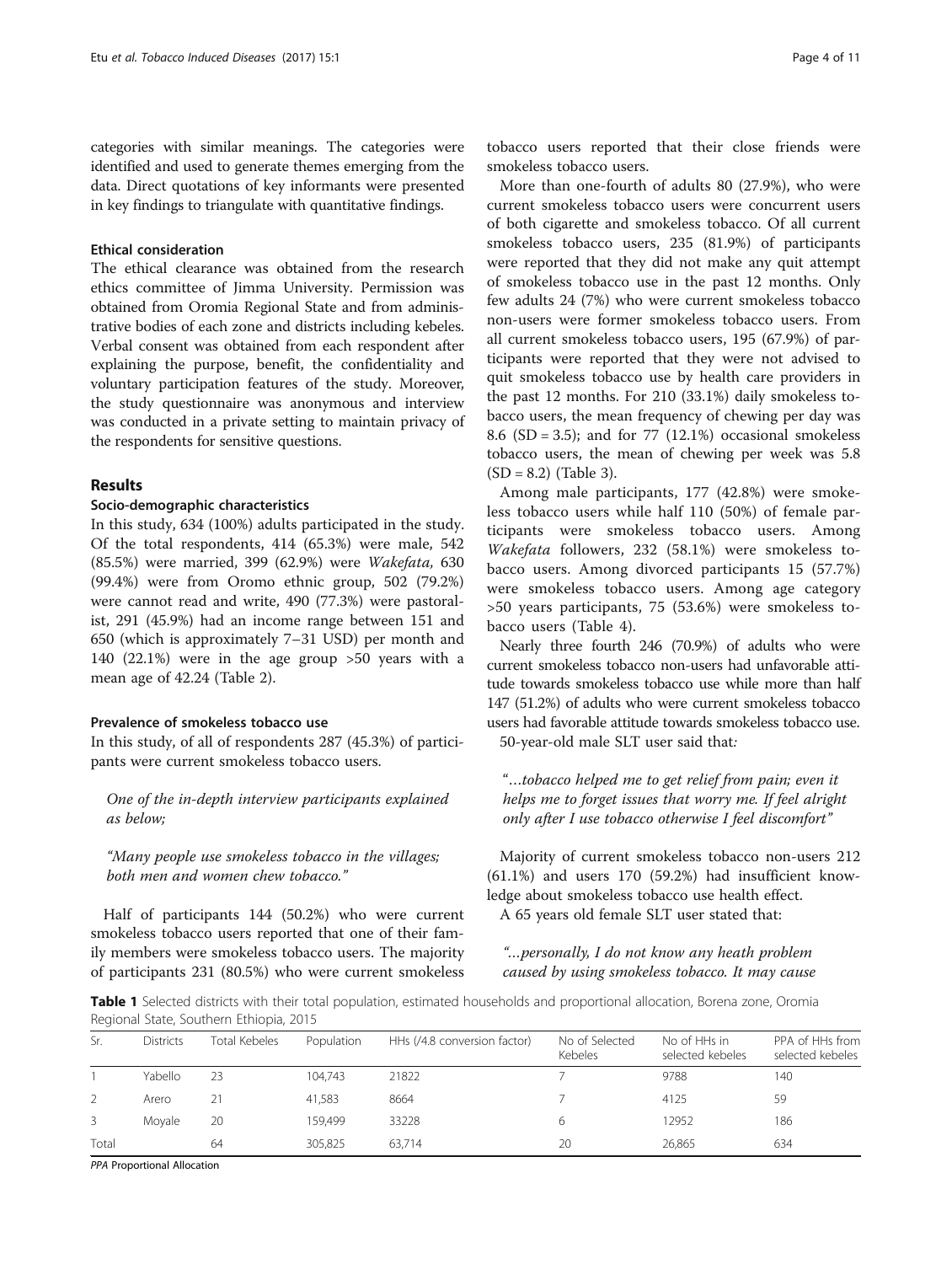categories with similar meanings. The categories were identified and used to generate themes emerging from the data. Direct quotations of key informants were presented in key findings to triangulate with quantitative findings.

### Ethical consideration

The ethical clearance was obtained from the research ethics committee of Jimma University. Permission was obtained from Oromia Regional State and from administrative bodies of each zone and districts including kebeles. Verbal consent was obtained from each respondent after explaining the purpose, benefit, the confidentiality and voluntary participation features of the study. Moreover, the study questionnaire was anonymous and interview was conducted in a private setting to maintain privacy of the respondents for sensitive questions.

## Results

### Socio-demographic characteristics

In this study, 634 (100%) adults participated in the study. Of the total respondents, 414 (65.3%) were male, 542 (85.5%) were married, 399 (62.9%) were *Wakefata*, 630 (99.4%) were from Oromo ethnic group, 502 (79.2%) were cannot read and write, 490 (77.3%) were pastoralist, 291 (45.9%) had an income range between 151 and 650 (which is approximately 7–31 USD) per month and 140 (22.1%) were in the age group >50 years with a mean age of 42.24 (Table 2).

### Prevalence of smokeless tobacco use

In this study, of all of respondents 287 (45.3%) of participants were current smokeless tobacco users.

*One of the in-depth interview participants explained as below;*

*"Many people use smokeless tobacco in the villages; both men and women chew tobacco."*

Half of participants 144 (50.2%) who were current smokeless tobacco users reported that one of their family members were smokeless tobacco users. The majority of participants 231 (80.5%) who were current smokeless tobacco users reported that their close friends were smokeless tobacco users.

More than one-fourth of adults 80 (27.9%), who were current smokeless tobacco users were concurrent users of both cigarette and smokeless tobacco. Of all current smokeless tobacco users, 235 (81.9%) of participants were reported that they did not make any quit attempt of smokeless tobacco use in the past 12 months. Only few adults 24 (7%) who were current smokeless tobacco non-users were former smokeless tobacco users. From all current smokeless tobacco users, 195 (67.9%) of participants were reported that they were not advised to quit smokeless tobacco use by health care providers in the past 12 months. For 210 (33.1%) daily smokeless tobacco users, the mean frequency of chewing per day was 8.6 (SD = 3.5); and for 77 (12.1%) occasional smokeless tobacco users, the mean of chewing per week was 5.8 (SD = 8.2) (Table 3).

Among male participants, 177 (42.8%) were smokeless tobacco users while half 110 (50%) of female participants were smokeless tobacco users. Among *Wakefata* followers, 232 (58.1%) were smokeless tobacco users. Among divorced participants 15 (57.7%) were smokeless tobacco users. Among age category >50 years participants, 75 (53.6%) were smokeless tobacco users (Table 4).

Nearly three fourth 246 (70.9%) of adults who were current smokeless tobacco non-users had unfavorable attitude towards smokeless tobacco use while more than half 147 (51.2%) of adults who were current smokeless tobacco users had favorable attitude towards smokeless tobacco use.

50-year-old male SLT user said that*:*

*"…tobacco helped me to get relief from pain; even it helps me to forget issues that worry me. If feel alright only after I use tobacco otherwise I feel discomfort"*

Majority of current smokeless tobacco non-users 212 (61.1%) and users 170 (59.2%) had insufficient knowledge about smokeless tobacco use health effect.

A 65 years old female SLT user stated that:

*"…personally, I do not know any heath problem caused by using smokeless tobacco. It may cause*

**Table 1** Selected districts with their total population, estimated households and proportional allocation, Borena zone, Oromia Regional State, Southern Ethiopia, 2015

| Sr. | Districts | Total Kebeles | Population | HHs (/4.8 conversion factor) | No of Selected Kebeles | No of HHs in selected kebeles | PPA of HHs from selected kebeles |
|---|---|---|---|---|---|---|---|
| 1 | Yabello | 23 | 104,743 | 21822 | 7 | 9788 | 140 |
| 2 | Arero | 21 | 41,583 | 8664 | 7 | 4125 | 59 |
| 3 | Moyale | 20 | 159,499 | 33228 | 6 | 12952 | 186 |
| Total | | 64 | 305,825 | 63,714 | 20 | 26,865 | 634 |

*PPA* Proportional Allocation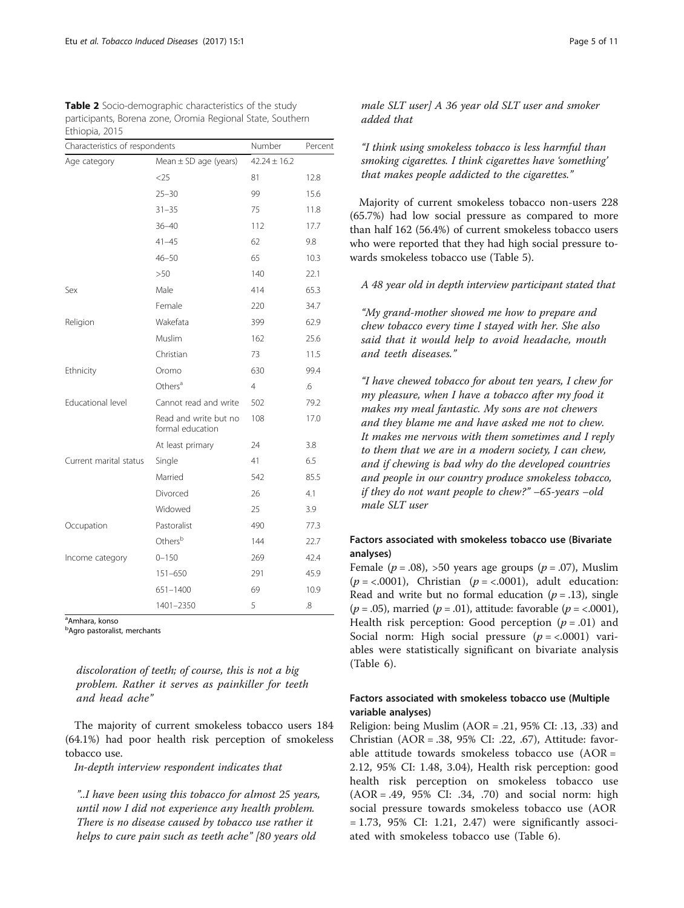**Table 2** Socio-demographic characteristics of the study participants, Borena zone, Oromia Regional State, Southern Ethiopia, 2015

| Characteristics of respondents | | Number | Percent |
|---|---|---|---|
| Age category | Mean ± SD age (years) | 42.24 ± 16.2 | |
| | <25 | 81 | 12.8 |
| | 25–30 | 99 | 15.6 |
| | 31–35 | 75 | 11.8 |
| | 36–40 | 112 | 17.7 |
| | 41–45 | 62 | 9.8 |
| | 46–50 | 65 | 10.3 |
| | >50 | 140 | 22.1 |
| Sex | Male | 414 | 65.3 |
| | Female | 220 | 34.7 |
| Religion | Wakefata | 399 | 62.9 |
| | Muslim | 162 | 25.6 |
| | Christian | 73 | 11.5 |
| Ethnicity | Oromo | 630 | 99.4 |
| | Others[a] | 4 | .6 |
| Educational level | Cannot read and write | 502 | 79.2 |
| | Read and write but no formal education | 108 | 17.0 |
| | At least primary | 24 | 3.8 |
| Current marital status | Single | 41 | 6.5 |
| | Married | 542 | 85.5 |
| | Divorced | 26 | 4.1 |
| | Widowed | 25 | 3.9 |
| Occupation | Pastoralist | 490 | 77.3 |
| | Others[b] | 144 | 22.7 |
| Income category | 0–150 | 269 | 42.4 |
| | 151–650 | 291 | 45.9 |
| | 651–1400 | 69 | 10.9 |
| | 1401–2350 | 5 | .8 |

[a]Amhara, konso
[b]Agro pastoralist, merchants

*discoloration of teeth; of course, this is not a big problem. Rather it serves as painkiller for teeth and head ache"*

The majority of current smokeless tobacco users 184 (64.1%) had poor health risk perception of smokeless tobacco use.

*In-depth interview respondent indicates that*

*"..I have been using this tobacco for almost 25 years, until now I did not experience any health problem. There is no disease caused by tobacco use rather it helps to cure pain such as teeth ache" [80 years old male SLT user] A 36 year old SLT user and smoker added that*

*"I think using smokeless tobacco is less harmful than smoking cigarettes. I think cigarettes have 'something' that makes people addicted to the cigarettes."*

Majority of current smokeless tobacco non-users 228 (65.7%) had low social pressure as compared to more than half 162 (56.4%) of current smokeless tobacco users who were reported that they had high social pressure towards smokeless tobacco use (Table 5).

*A 48 year old in depth interview participant stated that*

*"My grand-mother showed me how to prepare and chew tobacco every time I stayed with her. She also said that it would help to avoid headache, mouth and teeth diseases."*

*"I have chewed tobacco for about ten years, I chew for my pleasure, when I have a tobacco after my food it makes my meal fantastic. My sons are not chewers and they blame me and have asked me not to chew. It makes me nervous with them sometimes and I reply to them that we are in a modern society, I can chew, and if chewing is bad why do the developed countries and people in our country produce smokeless tobacco, if they do not want people to chew?" –65-years –old male SLT user*

### Factors associated with smokeless tobacco use (Bivariate analyses)

Female ($p = .08$), >50 years age groups ($p = .07$), Muslim ($p = <.0001$), Christian ($p = <.0001$), adult education: Read and write but no formal education ($p = .13$), single ($p = .05$), married ($p = .01$), attitude: favorable ($p = <.0001$), Health risk perception: Good perception ($p = .01$) and Social norm: High social pressure ($p = <.0001$) variables were statistically significant on bivariate analysis (Table 6).

### Factors associated with smokeless tobacco use (Multiple variable analyses)

Religion: being Muslim (AOR = .21, 95% CI: .13, .33) and Christian (AOR = .38, 95% CI: .22, .67), Attitude: favorable attitude towards smokeless tobacco use (AOR = 2.12, 95% CI: 1.48, 3.04), Health risk perception: good health risk perception on smokeless tobacco use (AOR = .49, 95% CI: .34, .70) and social norm: high social pressure towards smokeless tobacco use (AOR = 1.73, 95% CI: 1.21, 2.47) were significantly associated with smokeless tobacco use (Table 6).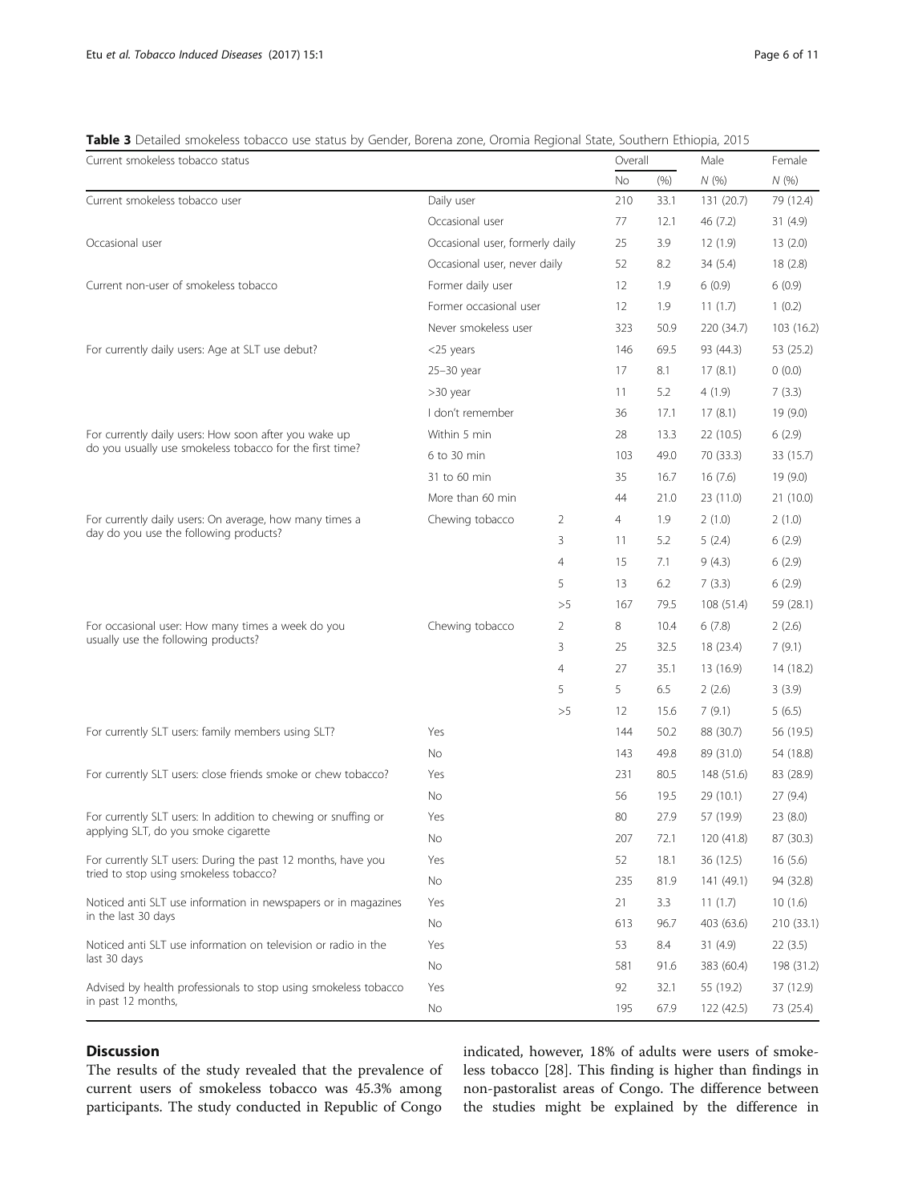**Table 3** Detailed smokeless tobacco use status by Gender, Borena zone, Oromia Regional State, Southern Ethiopia, 2015

| Current smokeless tobacco status | | | Overall | | Male | Female |
|---|---|---|---|---|---|---|
| | | | No | (%) | *N* (%) | *N* (%) |
| Current smokeless tobacco user | Daily user | | 210 | 33.1 | 131 (20.7) | 79 (12.4) |
| | Occasional user | | 77 | 12.1 | 46 (7.2) | 31 (4.9) |
| Occasional user | Occasional user, formerly daily | | 25 | 3.9 | 12 (1.9) | 13 (2.0) |
| | Occasional user, never daily | | 52 | 8.2 | 34 (5.4) | 18 (2.8) |
| Current non-user of smokeless tobacco | Former daily user | | 12 | 1.9 | 6 (0.9) | 6 (0.9) |
| | Former occasional user | | 12 | 1.9 | 11 (1.7) | 1 (0.2) |
| | Never smokeless user | | 323 | 50.9 | 220 (34.7) | 103 (16.2) |
| For currently daily users: Age at SLT use debut? | <25 years | | 146 | 69.5 | 93 (44.3) | 53 (25.2) |
| | 25–30 year | | 17 | 8.1 | 17 (8.1) | 0 (0.0) |
| | >30 year | | 11 | 5.2 | 4 (1.9) | 7 (3.3) |
| | I don't remember | | 36 | 17.1 | 17 (8.1) | 19 (9.0) |
| For currently daily users: How soon after you wake up do you usually use smokeless tobacco for the first time? | Within 5 min | | 28 | 13.3 | 22 (10.5) | 6 (2.9) |
| | 6 to 30 min | | 103 | 49.0 | 70 (33.3) | 33 (15.7) |
| | 31 to 60 min | | 35 | 16.7 | 16 (7.6) | 19 (9.0) |
| | More than 60 min | | 44 | 21.0 | 23 (11.0) | 21 (10.0) |
| For currently daily users: On average, how many times a day do you use the following products? | Chewing tobacco | 2 | 4 | 1.9 | 2 (1.0) | 2 (1.0) |
| | | 3 | 11 | 5.2 | 5 (2.4) | 6 (2.9) |
| | | 4 | 15 | 7.1 | 9 (4.3) | 6 (2.9) |
| | | 5 | 13 | 6.2 | 7 (3.3) | 6 (2.9) |
| | | >5 | 167 | 79.5 | 108 (51.4) | 59 (28.1) |
| For occasional user: How many times a week do you usually use the following products? | Chewing tobacco | 2 | 8 | 10.4 | 6 (7.8) | 2 (2.6) |
| | | 3 | 25 | 32.5 | 18 (23.4) | 7 (9.1) |
| | | 4 | 27 | 35.1 | 13 (16.9) | 14 (18.2) |
| | | 5 | 5 | 6.5 | 2 (2.6) | 3 (3.9) |
| | | >5 | 12 | 15.6 | 7 (9.1) | 5 (6.5) |
| For currently SLT users: family members using SLT? | Yes | | 144 | 50.2 | 88 (30.7) | 56 (19.5) |
| | No | | 143 | 49.8 | 89 (31.0) | 54 (18.8) |
| For currently SLT users: close friends smoke or chew tobacco? | Yes | | 231 | 80.5 | 148 (51.6) | 83 (28.9) |
| | No | | 56 | 19.5 | 29 (10.1) | 27 (9.4) |
| For currently SLT users: In addition to chewing or snuffing or applying SLT, do you smoke cigarette | Yes | | 80 | 27.9 | 57 (19.9) | 23 (8.0) |
| | No | | 207 | 72.1 | 120 (41.8) | 87 (30.3) |
| For currently SLT users: During the past 12 months, have you tried to stop using smokeless tobacco? | Yes | | 52 | 18.1 | 36 (12.5) | 16 (5.6) |
| | No | | 235 | 81.9 | 141 (49.1) | 94 (32.8) |
| Noticed anti SLT use information in newspapers or in magazines in the last 30 days | Yes | | 21 | 3.3 | 11 (1.7) | 10 (1.6) |
| | No | | 613 | 96.7 | 403 (63.6) | 210 (33.1) |
| Noticed anti SLT use information on television or radio in the last 30 days | Yes | | 53 | 8.4 | 31 (4.9) | 22 (3.5) |
| | No | | 581 | 91.6 | 383 (60.4) | 198 (31.2) |
| Advised by health professionals to stop using smokeless tobacco in past 12 months, | Yes | | 92 | 32.1 | 55 (19.2) | 37 (12.9) |
| | No | | 195 | 67.9 | 122 (42.5) | 73 (25.4) |

## Discussion

The results of the study revealed that the prevalence of current users of smokeless tobacco was 45.3% among participants. The study conducted in Republic of Congo indicated, however, 18% of adults were users of smokeless tobacco [28]. This finding is higher than findings in non-pastoralist areas of Congo. The difference between the studies might be explained by the difference in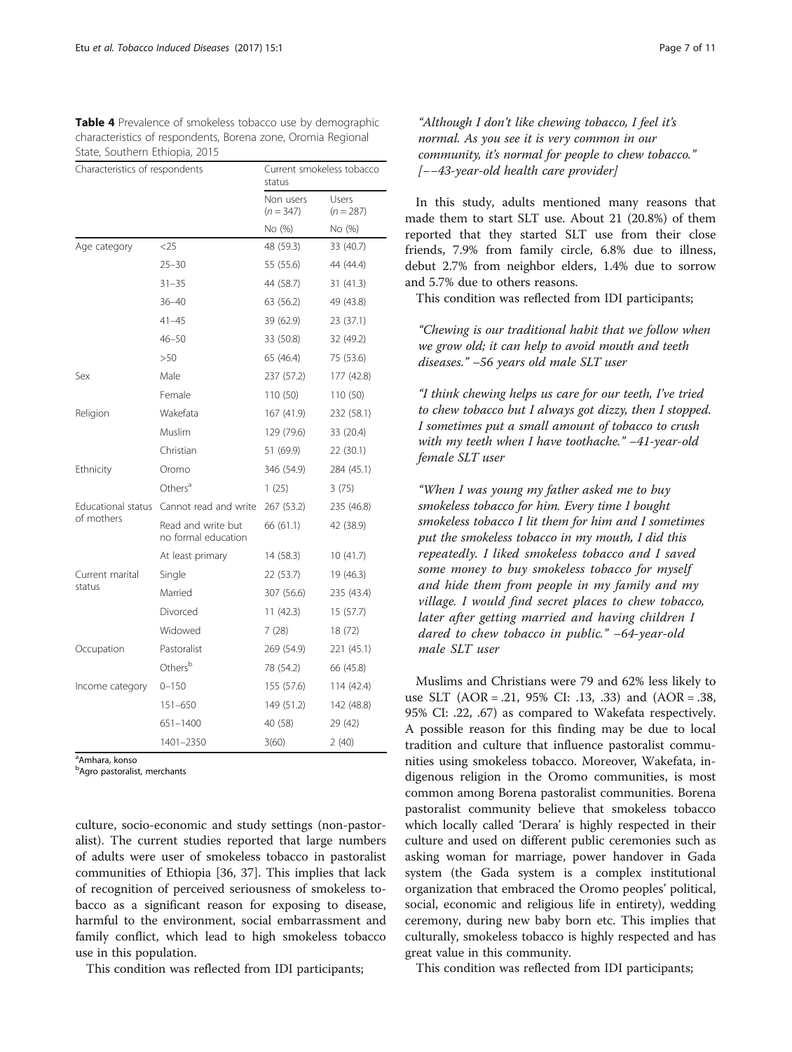**Table 4** Prevalence of smokeless tobacco use by demographic characteristics of respondents, Borena zone, Oromia Regional State, Southern Ethiopia, 2015

| Characteristics of respondents | | Current smokeless tobacco status | |
|---|---|---|---|
| | | Non users (n = 347) | Users (n = 287) |
| | | No (%) | No (%) |
| Age category | <25 | 48 (59.3) | 33 (40.7) |
| | 25–30 | 55 (55.6) | 44 (44.4) |
| | 31–35 | 44 (58.7) | 31 (41.3) |
| | 36–40 | 63 (56.2) | 49 (43.8) |
| | 41–45 | 39 (62.9) | 23 (37.1) |
| | 46–50 | 33 (50.8) | 32 (49.2) |
| | >50 | 65 (46.4) | 75 (53.6) |
| Sex | Male | 237 (57.2) | 177 (42.8) |
| | Female | 110 (50) | 110 (50) |
| Religion | Wakefata | 167 (41.9) | 232 (58.1) |
| | Muslim | 129 (79.6) | 33 (20.4) |
| | Christian | 51 (69.9) | 22 (30.1) |
| Ethnicity | Oromo | 346 (54.9) | 284 (45.1) |
| | Others[a] | 1 (25) | 3 (75) |
| Educational status of mothers | Cannot read and write | 267 (53.2) | 235 (46.8) |
| | Read and write but no formal education | 66 (61.1) | 42 (38.9) |
| | At least primary | 14 (58.3) | 10 (41.7) |
| Current marital status | Single | 22 (53.7) | 19 (46.3) |
| | Married | 307 (56.6) | 235 (43.4) |
| | Divorced | 11 (42.3) | 15 (57.7) |
| | Widowed | 7 (28) | 18 (72) |
| Occupation | Pastoralist | 269 (54.9) | 221 (45.1) |
| | Others[b] | 78 (54.2) | 66 (45.8) |
| Income category | 0–150 | 155 (57.6) | 114 (42.4) |
| | 151–650 | 149 (51.2) | 142 (48.8) |
| | 651–1400 | 40 (58) | 29 (42) |
| | 1401–2350 | 3(60) | 2 (40) |

[a]Amhara, konso
[b]Agro pastoralist, merchants

culture, socio-economic and study settings (non-pastoralist). The current studies reported that large numbers of adults were user of smokeless tobacco in pastoralist communities of Ethiopia [36, 37]. This implies that lack of recognition of perceived seriousness of smokeless tobacco as a significant reason for exposing to disease, harmful to the environment, social embarrassment and family conflict, which lead to high smokeless tobacco use in this population.

This condition was reflected from IDI participants;

> *"Although I don't like chewing tobacco, I feel it's normal. As you see it is very common in our community, it's normal for people to chew tobacco." [−−43-year-old health care provider]*

In this study, adults mentioned many reasons that made them to start SLT use. About 21 (20.8%) of them reported that they started SLT use from their close friends, 7.9% from family circle, 6.8% due to illness, debut 2.7% from neighbor elders, 1.4% due to sorrow and 5.7% due to others reasons.

This condition was reflected from IDI participants;

> *"Chewing is our traditional habit that we follow when we grow old; it can help to avoid mouth and teeth diseases." –56 years old male SLT user*

> *"I think chewing helps us care for our teeth, I've tried to chew tobacco but I always got dizzy, then I stopped. I sometimes put a small amount of tobacco to crush with my teeth when I have toothache." –41-year-old female SLT user*

> *"When I was young my father asked me to buy smokeless tobacco for him. Every time I bought smokeless tobacco I lit them for him and I sometimes put the smokeless tobacco in my mouth, I did this repeatedly. I liked smokeless tobacco and I saved some money to buy smokeless tobacco for myself and hide them from people in my family and my village. I would find secret places to chew tobacco, later after getting married and having children I dared to chew tobacco in public." –64-year-old male SLT user*

Muslims and Christians were 79 and 62% less likely to use SLT (AOR = .21, 95% CI: .13, .33) and (AOR = .38, 95% CI: .22, .67) as compared to Wakefata respectively. A possible reason for this finding may be due to local tradition and culture that influence pastoralist communities using smokeless tobacco. Moreover, Wakefata, indigenous religion in the Oromo communities, is most common among Borena pastoralist communities. Borena pastoralist community believe that smokeless tobacco which locally called 'Derara' is highly respected in their culture and used on different public ceremonies such as asking woman for marriage, power handover in Gada system (the Gada system is a complex institutional organization that embraced the Oromo peoples' political, social, economic and religious life in entirety), wedding ceremony, during new baby born etc. This implies that culturally, smokeless tobacco is highly respected and has great value in this community.

This condition was reflected from IDI participants;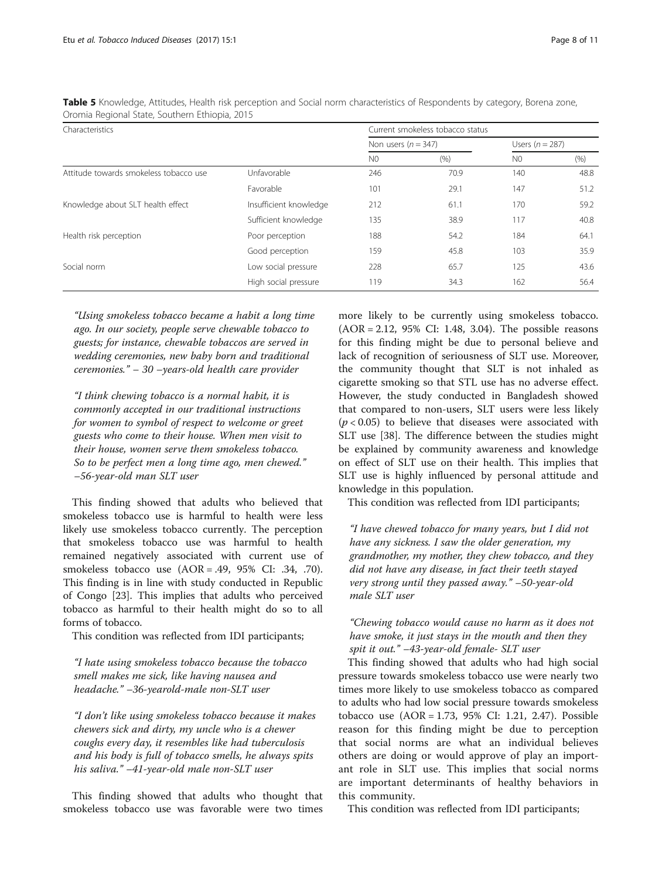**Table 5** Knowledge, Attitudes, Health risk perception and Social norm characteristics of Respondents by category, Borena zone, Oromia Regional State, Southern Ethiopia, 2015

| Characteristics | | Current smokeless tobacco status | | | |
|---|---|---|---|---|---|
| | | Non users ($n = 347$) | | Users ($n = 287$) | |
| | | N0 | (%) | N0 | (%) |
| Attitude towards smokeless tobacco use | Unfavorable | 246 | 70.9 | 140 | 48.8 |
| | Favorable | 101 | 29.1 | 147 | 51.2 |
| Knowledge about SLT health effect | Insufficient knowledge | 212 | 61.1 | 170 | 59.2 |
| | Sufficient knowledge | 135 | 38.9 | 117 | 40.8 |
| Health risk perception | Poor perception | 188 | 54.2 | 184 | 64.1 |
| | Good perception | 159 | 45.8 | 103 | 35.9 |
| Social norm | Low social pressure | 228 | 65.7 | 125 | 43.6 |
| | High social pressure | 119 | 34.3 | 162 | 56.4 |

*"Using smokeless tobacco became a habit a long time ago. In our society, people serve chewable tobacco to guests; for instance, chewable tobaccos are served in wedding ceremonies, new baby born and traditional ceremonies." – 30 –years-old health care provider*

*"I think chewing tobacco is a normal habit, it is commonly accepted in our traditional instructions for women to symbol of respect to welcome or greet guests who come to their house. When men visit to their house, women serve them smokeless tobacco. So to be perfect men a long time ago, men chewed." –56-year-old man SLT user*

This finding showed that adults who believed that smokeless tobacco use is harmful to health were less likely use smokeless tobacco currently. The perception that smokeless tobacco use was harmful to health remained negatively associated with current use of smokeless tobacco use (AOR = .49, 95% CI: .34, .70). This finding is in line with study conducted in Republic of Congo [23]. This implies that adults who perceived tobacco as harmful to their health might do so to all forms of tobacco.

This condition was reflected from IDI participants;

*"I hate using smokeless tobacco because the tobacco smell makes me sick, like having nausea and headache." –36-yearold-male non-SLT user*

*"I don't like using smokeless tobacco because it makes chewers sick and dirty, my uncle who is a chewer coughs every day, it resembles like had tuberculosis and his body is full of tobacco smells, he always spits his saliva." –41-year-old male non-SLT user*

This finding showed that adults who thought that smokeless tobacco use was favorable were two times more likely to be currently using smokeless tobacco. (AOR = 2.12, 95% CI: 1.48, 3.04). The possible reasons for this finding might be due to personal believe and lack of recognition of seriousness of SLT use. Moreover, the community thought that SLT is not inhaled as cigarette smoking so that STL use has no adverse effect. However, the study conducted in Bangladesh showed that compared to non-users, SLT users were less likely ($p < 0.05$) to believe that diseases were associated with SLT use [38]. The difference between the studies might be explained by community awareness and knowledge on effect of SLT use on their health. This implies that SLT use is highly influenced by personal attitude and knowledge in this population.

This condition was reflected from IDI participants;

*"I have chewed tobacco for many years, but I did not have any sickness. I saw the older generation, my grandmother, my mother, they chew tobacco, and they did not have any disease, in fact their teeth stayed very strong until they passed away." –50-year-old male SLT user*

*"Chewing tobacco would cause no harm as it does not have smoke, it just stays in the mouth and then they spit it out." –43-year-old female- SLT user*

This finding showed that adults who had high social pressure towards smokeless tobacco use were nearly two times more likely to use smokeless tobacco as compared to adults who had low social pressure towards smokeless tobacco use (AOR = 1.73, 95% CI: 1.21, 2.47). Possible reason for this finding might be due to perception that social norms are what an individual believes others are doing or would approve of play an important role in SLT use. This implies that social norms are important determinants of healthy behaviors in this community.

This condition was reflected from IDI participants;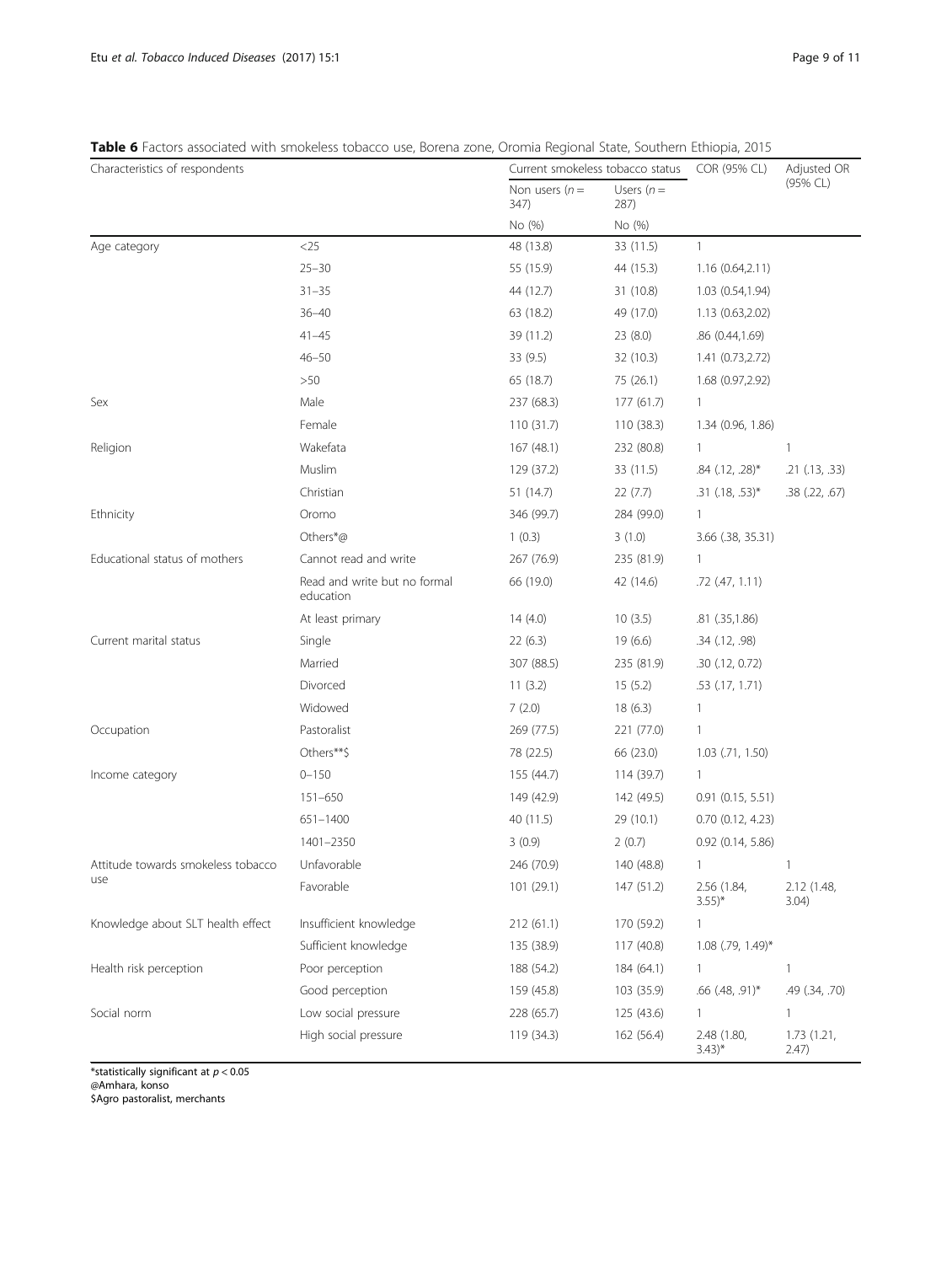**Table 6** Factors associated with smokeless tobacco use, Borena zone, Oromia Regional State, Southern Ethiopia, 2015

| Characteristics of respondents | | Current smokeless tobacco status | | COR (95% CL) | Adjusted OR (95% CL) |
|---|---|---|---|---|---|
| | | Non users ($n$ = 347) | Users ($n$ = 287) | | |
| | | No (%) | No (%) | | |
| Age category | <25 | 48 (13.8) | 33 (11.5) | 1 | |
| | 25–30 | 55 (15.9) | 44 (15.3) | 1.16 (0.64,2.11) | |
| | 31–35 | 44 (12.7) | 31 (10.8) | 1.03 (0.54,1.94) | |
| | 36–40 | 63 (18.2) | 49 (17.0) | 1.13 (0.63,2.02) | |
| | 41–45 | 39 (11.2) | 23 (8.0) | .86 (0.44,1.69) | |
| | 46–50 | 33 (9.5) | 32 (10.3) | 1.41 (0.73,2.72) | |
| | >50 | 65 (18.7) | 75 (26.1) | 1.68 (0.97,2.92) | |
| Sex | Male | 237 (68.3) | 177 (61.7) | 1 | |
| | Female | 110 (31.7) | 110 (38.3) | 1.34 (0.96, 1.86) | |
| Religion | Wakefata | 167 (48.1) | 232 (80.8) | 1 | 1 |
| | Muslim | 129 (37.2) | 33 (11.5) | .84 (.12, .28)* | .21 (.13, .33) |
| | Christian | 51 (14.7) | 22 (7.7) | .31 (.18, .53)* | .38 (.22, .67) |
| Ethnicity | Oromo | 346 (99.7) | 284 (99.0) | 1 | |
| | Others*@ | 1 (0.3) | 3 (1.0) | 3.66 (.38, 35.31) | |
| Educational status of mothers | Cannot read and write | 267 (76.9) | 235 (81.9) | 1 | |
| | Read and write but no formal education | 66 (19.0) | 42 (14.6) | .72 (.47, 1.11) | |
| | At least primary | 14 (4.0) | 10 (3.5) | .81 (.35,1.86) | |
| Current marital status | Single | 22 (6.3) | 19 (6.6) | .34 (.12, .98) | |
| | Married | 307 (88.5) | 235 (81.9) | .30 (.12, 0.72) | |
| | Divorced | 11 (3.2) | 15 (5.2) | .53 (.17, 1.71) | |
| | Widowed | 7 (2.0) | 18 (6.3) | 1 | |
| Occupation | Pastoralist | 269 (77.5) | 221 (77.0) | 1 | |
| | Others**$ | 78 (22.5) | 66 (23.0) | 1.03 (.71, 1.50) | |
| Income category | 0–150 | 155 (44.7) | 114 (39.7) | 1 | |
| | 151–650 | 149 (42.9) | 142 (49.5) | 0.91 (0.15, 5.51) | |
| | 651–1400 | 40 (11.5) | 29 (10.1) | 0.70 (0.12, 4.23) | |
| | 1401–2350 | 3 (0.9) | 2 (0.7) | 0.92 (0.14, 5.86) | |
| Attitude towards smokeless tobacco use | Unfavorable | 246 (70.9) | 140 (48.8) | 1 | 1 |
| | Favorable | 101 (29.1) | 147 (51.2) | 2.56 (1.84, 3.55)* | 2.12 (1.48, 3.04) |
| Knowledge about SLT health effect | Insufficient knowledge | 212 (61.1) | 170 (59.2) | 1 | |
| | Sufficient knowledge | 135 (38.9) | 117 (40.8) | 1.08 (.79, 1.49)* | |
| Health risk perception | Poor perception | 188 (54.2) | 184 (64.1) | 1 | 1 |
| | Good perception | 159 (45.8) | 103 (35.9) | .66 (.48, .91)* | .49 (.34, .70) |
| Social norm | Low social pressure | 228 (65.7) | 125 (43.6) | 1 | 1 |
| | High social pressure | 119 (34.3) | 162 (56.4) | 2.48 (1.80, 3.43)* | 1.73 (1.21, 2.47) |

*statistically significant at $p < 0.05$
@Amhara, konso
$Agro pastoralist, merchants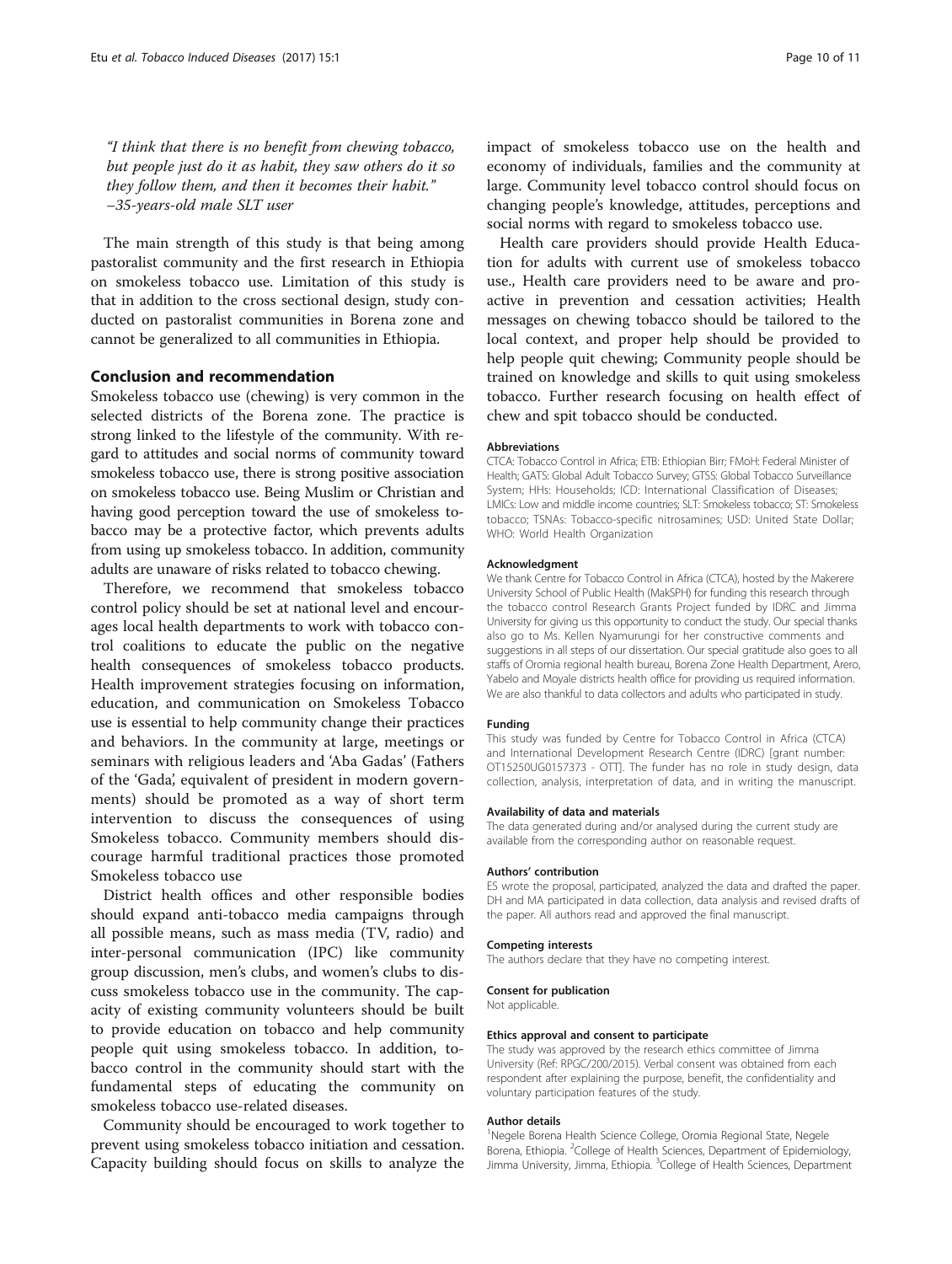*"I think that there is no benefit from chewing tobacco, but people just do it as habit, they saw others do it so they follow them, and then it becomes their habit."* *–35-years-old male SLT user*

The main strength of this study is that being among pastoralist community and the first research in Ethiopia on smokeless tobacco use. Limitation of this study is that in addition to the cross sectional design, study conducted on pastoralist communities in Borena zone and cannot be generalized to all communities in Ethiopia.

## Conclusion and recommendation

Smokeless tobacco use (chewing) is very common in the selected districts of the Borena zone. The practice is strong linked to the lifestyle of the community. With regard to attitudes and social norms of community toward smokeless tobacco use, there is strong positive association on smokeless tobacco use. Being Muslim or Christian and having good perception toward the use of smokeless tobacco may be a protective factor, which prevents adults from using up smokeless tobacco. In addition, community adults are unaware of risks related to tobacco chewing.

Therefore, we recommend that smokeless tobacco control policy should be set at national level and encourages local health departments to work with tobacco control coalitions to educate the public on the negative health consequences of smokeless tobacco products. Health improvement strategies focusing on information, education, and communication on Smokeless Tobacco use is essential to help community change their practices and behaviors. In the community at large, meetings or seminars with religious leaders and 'Aba Gadas' (Fathers of the 'Gada', equivalent of president in modern governments) should be promoted as a way of short term intervention to discuss the consequences of using Smokeless tobacco. Community members should discourage harmful traditional practices those promoted Smokeless tobacco use

District health offices and other responsible bodies should expand anti-tobacco media campaigns through all possible means, such as mass media (TV, radio) and inter-personal communication (IPC) like community group discussion, men's clubs, and women's clubs to discuss smokeless tobacco use in the community. The capacity of existing community volunteers should be built to provide education on tobacco and help community people quit using smokeless tobacco. In addition, tobacco control in the community should start with the fundamental steps of educating the community on smokeless tobacco use-related diseases.

Community should be encouraged to work together to prevent using smokeless tobacco initiation and cessation. Capacity building should focus on skills to analyze the impact of smokeless tobacco use on the health and economy of individuals, families and the community at large. Community level tobacco control should focus on changing people's knowledge, attitudes, perceptions and social norms with regard to smokeless tobacco use.

Health care providers should provide Health Education for adults with current use of smokeless tobacco use., Health care providers need to be aware and proactive in prevention and cessation activities; Health messages on chewing tobacco should be tailored to the local context, and proper help should be provided to help people quit chewing; Community people should be trained on knowledge and skills to quit using smokeless tobacco. Further research focusing on health effect of chew and spit tobacco should be conducted.

#### Abbreviations

CTCA: Tobacco Control in Africa; ETB: Ethiopian Birr; FMoH: Federal Minister of Health; GATS: Global Adult Tobacco Survey; GTSS: Global Tobacco Surveillance System; HHs: Households; ICD: International Classification of Diseases; LMICs: Low and middle income countries; SLT: Smokeless tobacco; ST: Smokeless tobacco; TSNAs: Tobacco-specific nitrosamines; USD: United State Dollar; WHO: World Health Organization

#### Acknowledgment

We thank Centre for Tobacco Control in Africa (CTCA), hosted by the Makerere University School of Public Health (MakSPH) for funding this research through the tobacco control Research Grants Project funded by IDRC and Jimma University for giving us this opportunity to conduct the study. Our special thanks also go to Ms. Kellen Nyamurungi for her constructive comments and suggestions in all steps of our dissertation. Our special gratitude also goes to all staffs of Oromia regional health bureau, Borena Zone Health Department, Arero, Yabelo and Moyale districts health office for providing us required information. We are also thankful to data collectors and adults who participated in study.

#### Funding

This study was funded by Centre for Tobacco Control in Africa (CTCA) and International Development Research Centre (IDRC) [grant number: OT15250UG0157373 - OTT]. The funder has no role in study design, data collection, analysis, interpretation of data, and in writing the manuscript.

#### Availability of data and materials

The data generated during and/or analysed during the current study are available from the corresponding author on reasonable request.

#### Authors' contribution

ES wrote the proposal, participated, analyzed the data and drafted the paper. DH and MA participated in data collection, data analysis and revised drafts of the paper. All authors read and approved the final manuscript.

#### Competing interests

The authors declare that they have no competing interest.

#### Consent for publication

Not applicable.

#### Ethics approval and consent to participate

The study was approved by the research ethics committee of Jimma University (Ref: RPGC/200/2015). Verbal consent was obtained from each respondent after explaining the purpose, benefit, the confidentiality and voluntary participation features of the study.

#### Author details

[1]Negele Borena Health Science College, Oromia Regional State, Negele Borena, Ethiopia. [2]College of Health Sciences, Department of Epidemiology, Jimma University, Jimma, Ethiopia. [3]College of Health Sciences, Department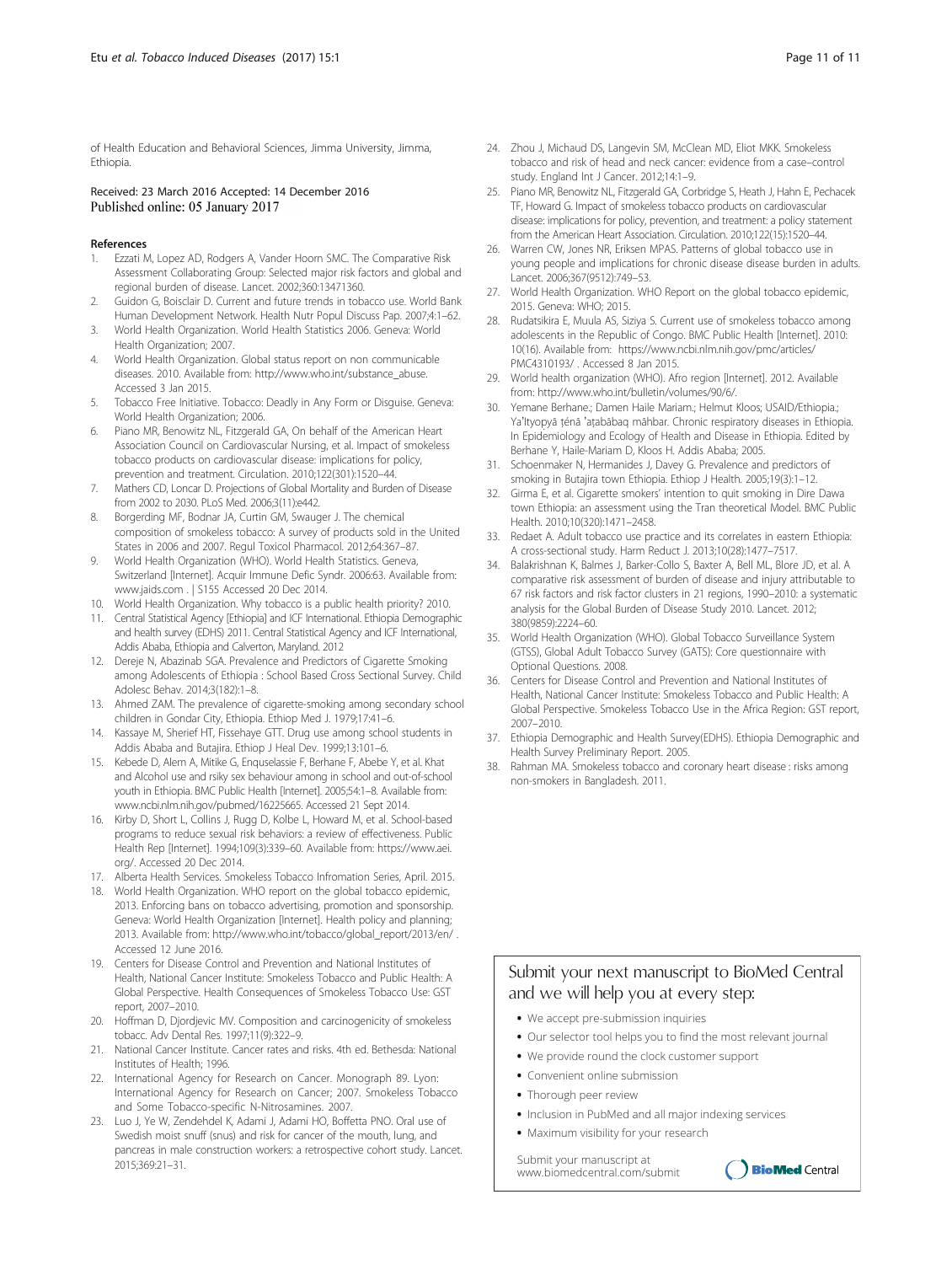of Health Education and Behavioral Sciences, Jimma University, Jimma, Ethiopia.

Received: 23 March 2016 Accepted: 14 December 2016
Published online: 05 January 2017

## References

1. Ezzati M, Lopez AD, Rodgers A, Vander Hoorn SMC. The Comparative Risk Assessment Collaborating Group: Selected major risk factors and global and regional burden of disease. Lancet. 2002;360:13471360.
2. Guidon G, Boisclair D. Current and future trends in tobacco use. World Bank Human Development Network. Health Nutr Popul Discuss Pap. 2007;4:1–62.
3. World Health Organization. World Health Statistics 2006. Geneva: World Health Organization; 2007.
4. World Health Organization. Global status report on non communicable diseases. 2010. Available from: http://www.who.int/substance_abuse. Accessed 3 Jan 2015.
5. Tobacco Free Initiative. Tobacco: Deadly in Any Form or Disguise. Geneva: World Health Organization; 2006.
6. Piano MR, Benowitz NL, Fitzgerald GA, On behalf of the American Heart Association Council on Cardiovascular Nursing, et al. Impact of smokeless tobacco products on cardiovascular disease: implications for policy, prevention and treatment. Circulation. 2010;122(301):1520–44.
7. Mathers CD, Loncar D. Projections of Global Mortality and Burden of Disease from 2002 to 2030. PLoS Med. 2006;3(11):e442.
8. Borgerding MF, Bodnar JA, Curtin GM, Swauger J. The chemical composition of smokeless tobacco: A survey of products sold in the United States in 2006 and 2007. Regul Toxicol Pharmacol. 2012;64:367–87.
9. World Health Organization (WHO). World Health Statistics. Geneva, Switzerland [Internet]. Acquir Immune Defic Syndr. 2006:63. Available from: www.jaids.com . | S155 Accessed 20 Dec 2014.
10. World Health Organization. Why tobacco is a public health priority? 2010.
11. Central Statistical Agency [Ethiopia] and ICF International. Ethiopia Demographic and health survey (EDHS) 2011. Central Statistical Agency and ICF International, Addis Ababa, Ethiopia and Calverton, Maryland. 2012
12. Dereje N, Abazinab SGA. Prevalence and Predictors of Cigarette Smoking among Adolescents of Ethiopia : School Based Cross Sectional Survey. Child Adolesc Behav. 2014;3(182):1–8.
13. Ahmed ZAM. The prevalence of cigarette-smoking among secondary school children in Gondar City, Ethiopia. Ethiop Med J. 1979;17:41–6.
14. Kassaye M, Sherief HT, Fissehaye GTT. Drug use among school students in Addis Ababa and Butajira. Ethiop J Heal Dev. 1999;13:101–6.
15. Kebede D, Alem A, Mitike G, Enquselassie F, Berhane F, Abebe Y, et al. Khat and Alcohol use and rsiky sex behaviour among in school and out-of-school youth in Ethiopia. BMC Public Health [Internet]. 2005;54:1–8. Available from: www.ncbi.nlm.nih.gov/pubmed/16225665. Accessed 21 Sept 2014.
16. Kirby D, Short L, Collins J, Rugg D, Kolbe L, Howard M, et al. School-based programs to reduce sexual risk behaviors: a review of effectiveness. Public Health Rep [Internet]. 1994;109(3):339–60. Available from: https://www.aei.org/. Accessed 20 Dec 2014.
17. Alberta Health Services. Smokeless Tobacco Infromation Series, April. 2015.
18. World Health Organization. WHO report on the global tobacco epidemic, 2013. Enforcing bans on tobacco advertising, promotion and sponsorship. Geneva: World Health Organization [Internet]. Health policy and planning; 2013. Available from: http://www.who.int/tobacco/global_report/2013/en/ . Accessed 12 June 2016.
19. Centers for Disease Control and Prevention and National Institutes of Health, National Cancer Institute: Smokeless Tobacco and Public Health: A Global Perspective. Health Consequences of Smokeless Tobacco Use: GST report, 2007–2010.
20. Hoffman D, Djordjevic MV. Composition and carcinogenicity of smokeless tobacc. Adv Dental Res. 1997;11(9):322–9.
21. National Cancer Institute. Cancer rates and risks. 4th ed. Bethesda: National Institutes of Health; 1996.
22. International Agency for Research on Cancer. Monograph 89. Lyon: International Agency for Research on Cancer; 2007. Smokeless Tobacco and Some Tobacco-specific N-Nitrosamines. 2007.
23. Luo J, Ye W, Zendehdel K, Adami J, Adami HO, Boffetta PNO. Oral use of Swedish moist snuff (snus) and risk for cancer of the mouth, lung, and pancreas in male construction workers: a retrospective cohort study. Lancet. 2015;369:21–31.
24. Zhou J, Michaud DS, Langevin SM, McClean MD, Eliot MKK. Smokeless tobacco and risk of head and neck cancer: evidence from a case–control study. England Int J Cancer. 2012;14:1–9.
25. Piano MR, Benowitz NL, Fitzgerald GA, Corbridge S, Heath J, Hahn E, Pechacek TF, Howard G. Impact of smokeless tobacco products on cardiovascular disease: implications for policy, prevention, and treatment: a policy statement from the American Heart Association. Circulation. 2010;122(15):1520–44.
26. Warren CW, Jones NR, Eriksen MPAS. Patterns of global tobacco use in young people and implications for chronic disease disease burden in adults. Lancet. 2006;367(9512):749–53.
27. World Health Organization. WHO Report on the global tobacco epidemic, 2015. Geneva: WHO; 2015.
28. Rudatsikira E, Muula AS, Siziya S. Current use of smokeless tobacco among adolescents in the Republic of Congo. BMC Public Health [Internet]. 2010: 10(16). Available from: https://www.ncbi.nlm.nih.gov/pmc/articles/PMC4310193/ . Accessed 8 Jan 2015.
29. World health organization (WHO). Afro region [Internet]. 2012. Available from: http://www.who.int/bulletin/volumes/90/6/.
30. Yemane Berhane.; Damen Haile Mariam.; Helmut Kloos; USAID/Ethiopia.; Yaʼītyopyā ṭēnā ʼaṭabābaq māhbar. Chronic respiratory diseases in Ethiopia. In Epidemiology and Ecology of Health and Disease in Ethiopia. Edited by Berhane Y, Haile-Mariam D, Kloos H. Addis Ababa; 2005.
31. Schoenmaker N, Hermanides J, Davey G. Prevalence and predictors of smoking in Butajira town Ethiopia. Ethiop J Health. 2005;19(3):1–12.
32. Girma E, et al. Cigarette smokers' intention to quit smoking in Dire Dawa town Ethiopia: an assessment using the Tran theoretical Model. BMC Public Health. 2010;10(320):1471–2458.
33. Redaet A. Adult tobacco use practice and its correlates in eastern Ethiopia: A cross-sectional study. Harm Reduct J. 2013;10(28):1477–7517.
34. Balakrishnan K, Balmes J, Barker-Collo S, Baxter A, Bell ML, Blore JD, et al. A comparative risk assessment of burden of disease and injury attributable to 67 risk factors and risk factor clusters in 21 regions, 1990–2010: a systematic analysis for the Global Burden of Disease Study 2010. Lancet. 2012; 380(9859):2224–60.
35. World Health Organization (WHO). Global Tobacco Surveillance System (GTSS), Global Adult Tobacco Survey (GATS): Core questionnaire with Optional Questions. 2008.
36. Centers for Disease Control and Prevention and National Institutes of Health, National Cancer Institute: Smokeless Tobacco and Public Health: A Global Perspective. Smokeless Tobacco Use in the Africa Region: GST report, 2007–2010.
37. Ethiopia Demographic and Health Survey(EDHS). Ethiopia Demographic and Health Survey Preliminary Report. 2005.
38. Rahman MA. Smokeless tobacco and coronary heart disease : risks among non-smokers in Bangladesh. 2011.

Submit your next manuscript to BioMed Central and we will help you at every step:

- We accept pre-submission inquiries
- Our selector tool helps you to find the most relevant journal
- We provide round the clock customer support
- Convenient online submission
- Thorough peer review
- Inclusion in PubMed and all major indexing services
- Maximum visibility for your research

Submit your manuscript at
www.biomedcentral.com/submit

BioMed Central